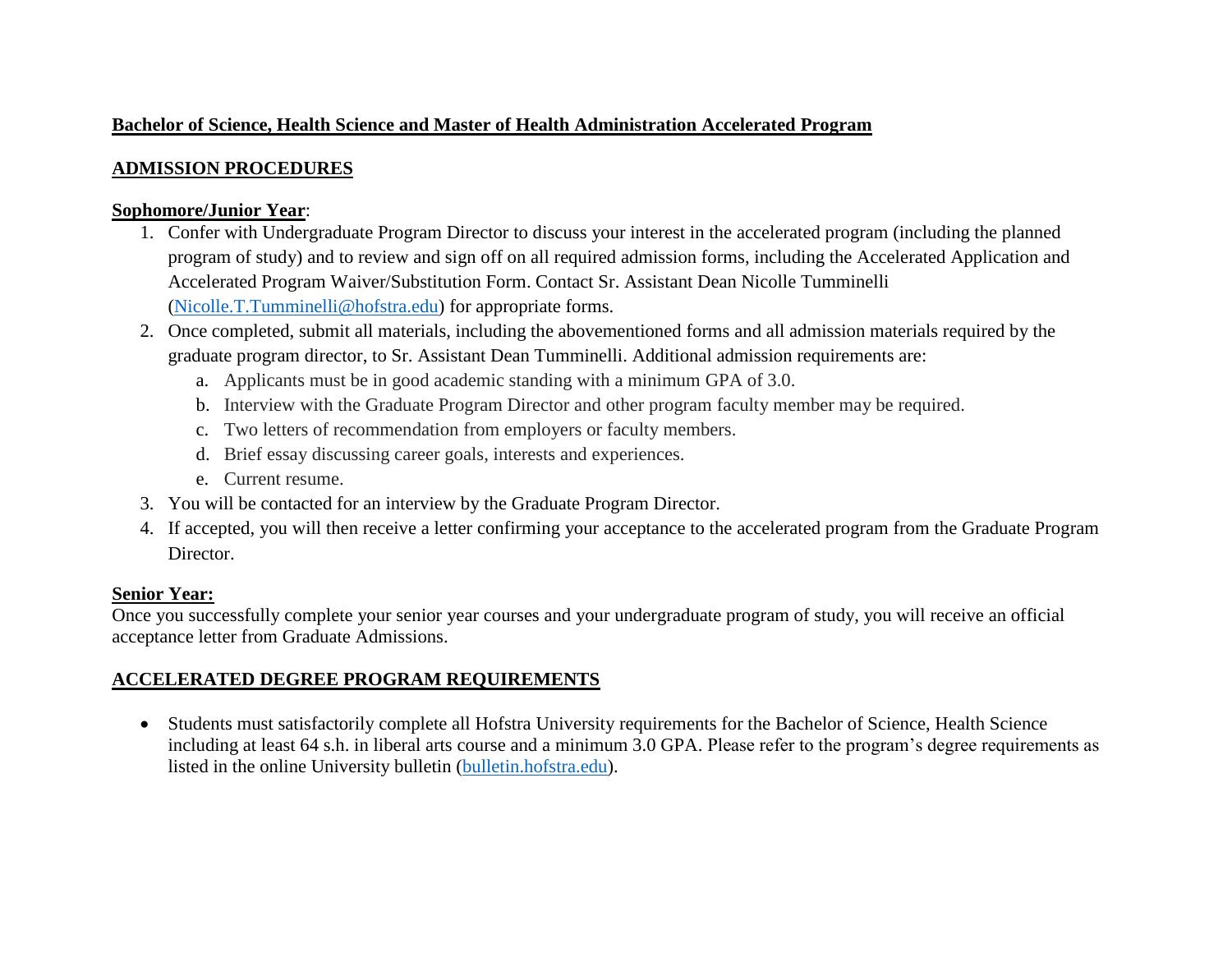# Bachelor of Science, Health Science and Master of Health Administration Accelerated Program

## ADMISSION PROCEDURES

### Sophomore/Junior Year:

1. Confer with Undergraduate Program Director to discuss your interest in the accelerated program (including the planned program of study) and to review and sign off on all required admission forms, including the Accelerated Application and Accelerated Program Waiver/Substitution Form. Contact Sr. Assistant Dean Nicolle Tumminelli (Nicolle.T.Tumminelli@hofstra.edu) for appropriate forms.
2. Once completed, submit all materials, including the abovementioned forms and all admission materials required by the graduate program director, to Sr. Assistant Dean Tumminelli. Additional admission requirements are:
   a. Applicants must be in good academic standing with a minimum GPA of 3.0.
   b. Interview with the Graduate Program Director and other program faculty member may be required.
   c. Two letters of recommendation from employers or faculty members.
   d. Brief essay discussing career goals, interests and experiences.
   e. Current resume.
3. You will be contacted for an interview by the Graduate Program Director.
4. If accepted, you will then receive a letter confirming your acceptance to the accelerated program from the Graduate Program Director.

### Senior Year:

Once you successfully complete your senior year courses and your undergraduate program of study, you will receive an official acceptance letter from Graduate Admissions.

## ACCELERATED DEGREE PROGRAM REQUIREMENTS

- Students must satisfactorily complete all Hofstra University requirements for the Bachelor of Science, Health Science including at least 64 s.h. in liberal arts course and a minimum 3.0 GPA. Please refer to the program's degree requirements as listed in the online University bulletin (bulletin.hofstra.edu).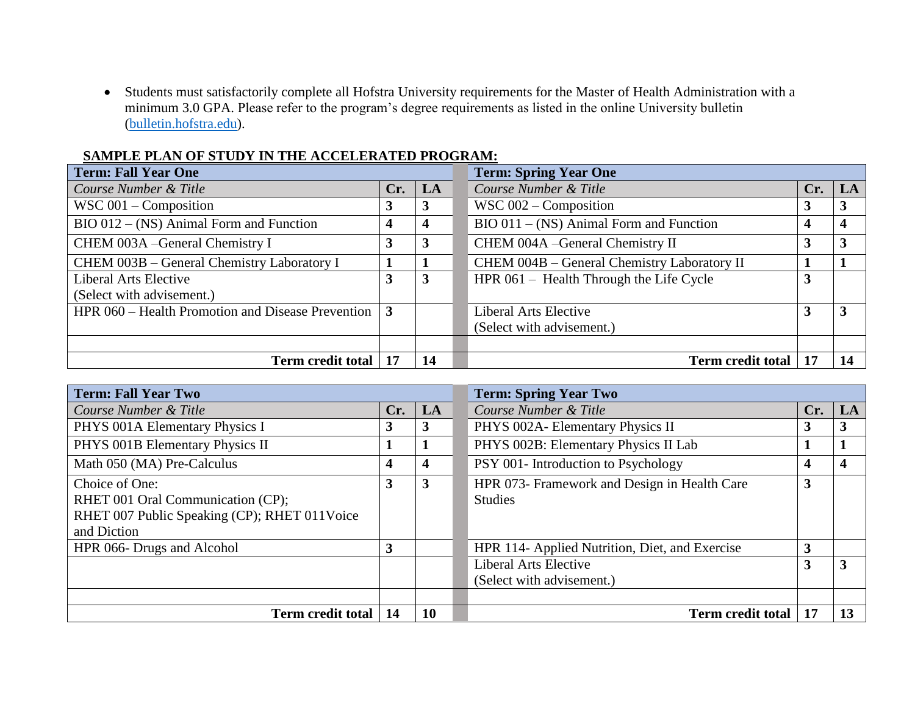- Students must satisfactorily complete all Hofstra University requirements for the Master of Health Administration with a minimum 3.0 GPA. Please refer to the program's degree requirements as listed in the online University bulletin ([bulletin.hofstra.edu](bulletin.hofstra.edu)).

**SAMPLE PLAN OF STUDY IN THE ACCELERATED PROGRAM:**

| **Term: Fall Year One** | | | **Term: Spring Year One** | | |
|---|---|---|---|---|---|
| *Course Number & Title* | **Cr.** | **LA** | *Course Number & Title* | **Cr.** | **LA** |
| WSC 001 – Composition | **3** | **3** | WSC 002 – Composition | **3** | **3** |
| BIO 012 – (NS) Animal Form and Function | **4** | **4** | BIO 011 – (NS) Animal Form and Function | **4** | **4** |
| CHEM 003A –General Chemistry I | **3** | **3** | CHEM 004A –General Chemistry II | **3** | **3** |
| CHEM 003B – General Chemistry Laboratory I | **1** | **1** | CHEM 004B – General Chemistry Laboratory II | **1** | **1** |
| Liberal Arts Elective (Select with advisement.) | **3** | **3** | HPR 061 – Health Through the Life Cycle | **3** | |
| HPR 060 – Health Promotion and Disease Prevention | **3** | | Liberal Arts Elective (Select with advisement.) | **3** | **3** |
| | | | | | |
| **Term credit total** | **17** | **14** | **Term credit total** | **17** | **14** |

| **Term: Fall Year Two** | | | **Term: Spring Year Two** | | |
|---|---|---|---|---|---|
| *Course Number & Title* | **Cr.** | **LA** | *Course Number & Title* | **Cr.** | **LA** |
| PHYS 001A Elementary Physics I | **3** | **3** | PHYS 002A- Elementary Physics II | **3** | **3** |
| PHYS 001B Elementary Physics II | **1** | **1** | PHYS 002B: Elementary Physics II Lab | **1** | **1** |
| Math 050 (MA) Pre-Calculus | **4** | **4** | PSY 001- Introduction to Psychology | **4** | **4** |
| Choice of One: RHET 001 Oral Communication (CP); RHET 007 Public Speaking (CP); RHET 011Voice and Diction | **3** | **3** | HPR 073- Framework and Design in Health Care Studies | **3** | |
| HPR 066- Drugs and Alcohol | **3** | | HPR 114- Applied Nutrition, Diet, and Exercise | **3** | |
| | | | Liberal Arts Elective (Select with advisement.) | **3** | **3** |
| | | | | | |
| **Term credit total** | **14** | **10** | **Term credit total** | **17** | **13** |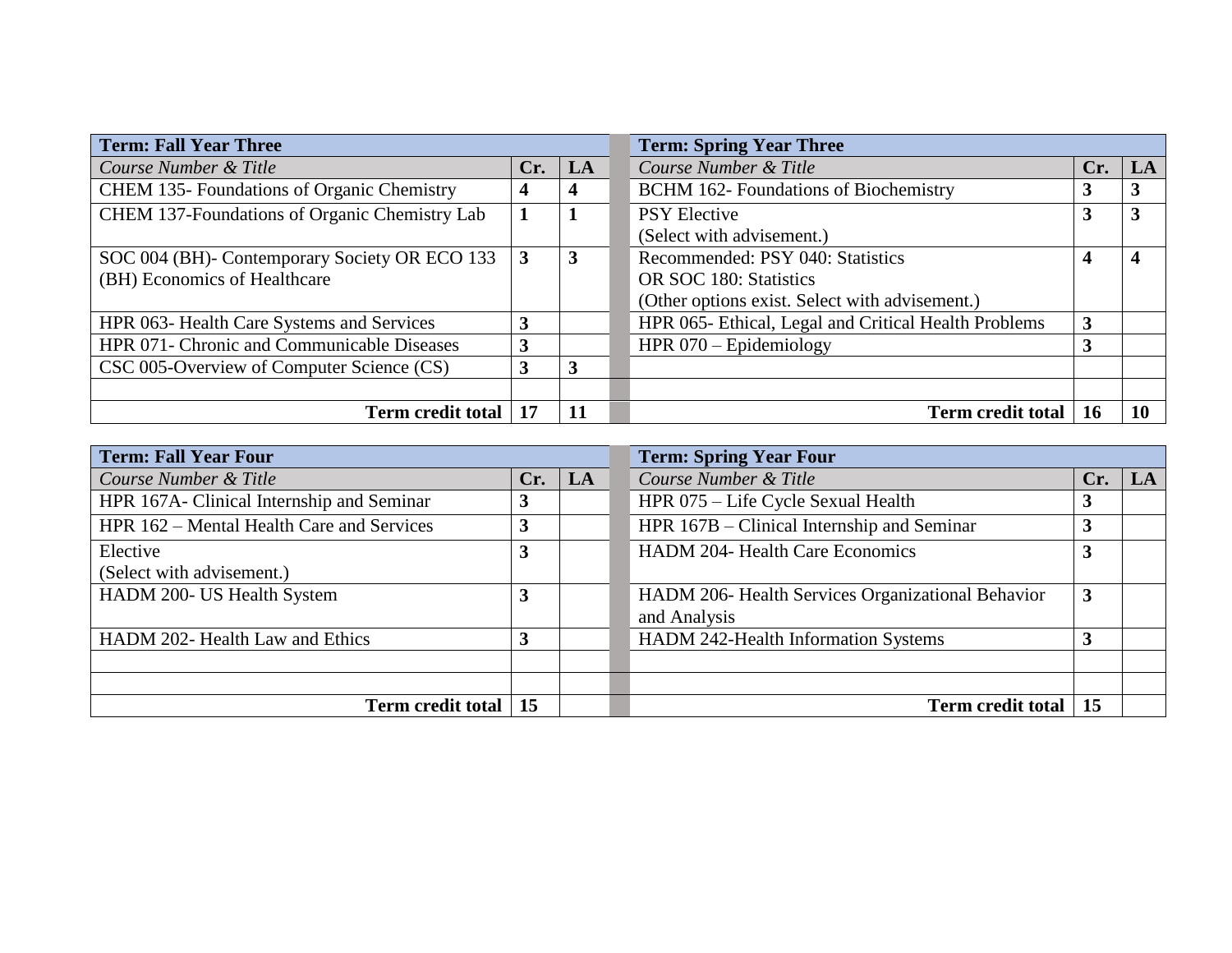| Term: Fall Year Three | | |
|---|---|---|
| *Course Number & Title* | **Cr.** | **LA** |
| CHEM 135- Foundations of Organic Chemistry | **4** | **4** |
| CHEM 137-Foundations of Organic Chemistry Lab | **1** | **1** |
| SOC 004 (BH)- Contemporary Society OR ECO 133 (BH) Economics of Healthcare | **3** | **3** |
| HPR 063- Health Care Systems and Services | **3** | |
| HPR 071- Chronic and Communicable Diseases | **3** | |
| CSC 005-Overview of Computer Science (CS) | **3** | **3** |
| | | |
| **Term credit total** | **17** | **11** |

| Term: Spring Year Three | | |
|---|---|---|
| *Course Number & Title* | **Cr.** | **LA** |
| BCHM 162- Foundations of Biochemistry | **3** | **3** |
| PSY Elective (Select with advisement.) | **3** | **3** |
| Recommended: PSY 040: Statistics OR SOC 180: Statistics (Other options exist. Select with advisement.) | **4** | **4** |
| HPR 065- Ethical, Legal and Critical Health Problems | **3** | |
| HPR 070 – Epidemiology | **3** | |
| | | |
| | | |
| **Term credit total** | **16** | **10** |

| Term: Fall Year Four | | |
|---|---|---|
| *Course Number & Title* | **Cr.** | **LA** |
| HPR 167A- Clinical Internship and Seminar | **3** | |
| HPR 162 – Mental Health Care and Services | **3** | |
| Elective (Select with advisement.) | **3** | |
| HADM 200- US Health System | **3** | |
| HADM 202- Health Law and Ethics | **3** | |
| | | |
| | | |
| **Term credit total** | **15** | |

| Term: Spring Year Four | | |
|---|---|---|
| *Course Number & Title* | **Cr.** | **LA** |
| HPR 075 – Life Cycle Sexual Health | **3** | |
| HPR 167B – Clinical Internship and Seminar | **3** | |
| HADM 204- Health Care Economics | **3** | |
| HADM 206- Health Services Organizational Behavior and Analysis | **3** | |
| HADM 242-Health Information Systems | **3** | |
| | | |
| | | |
| **Term credit total** | **15** | |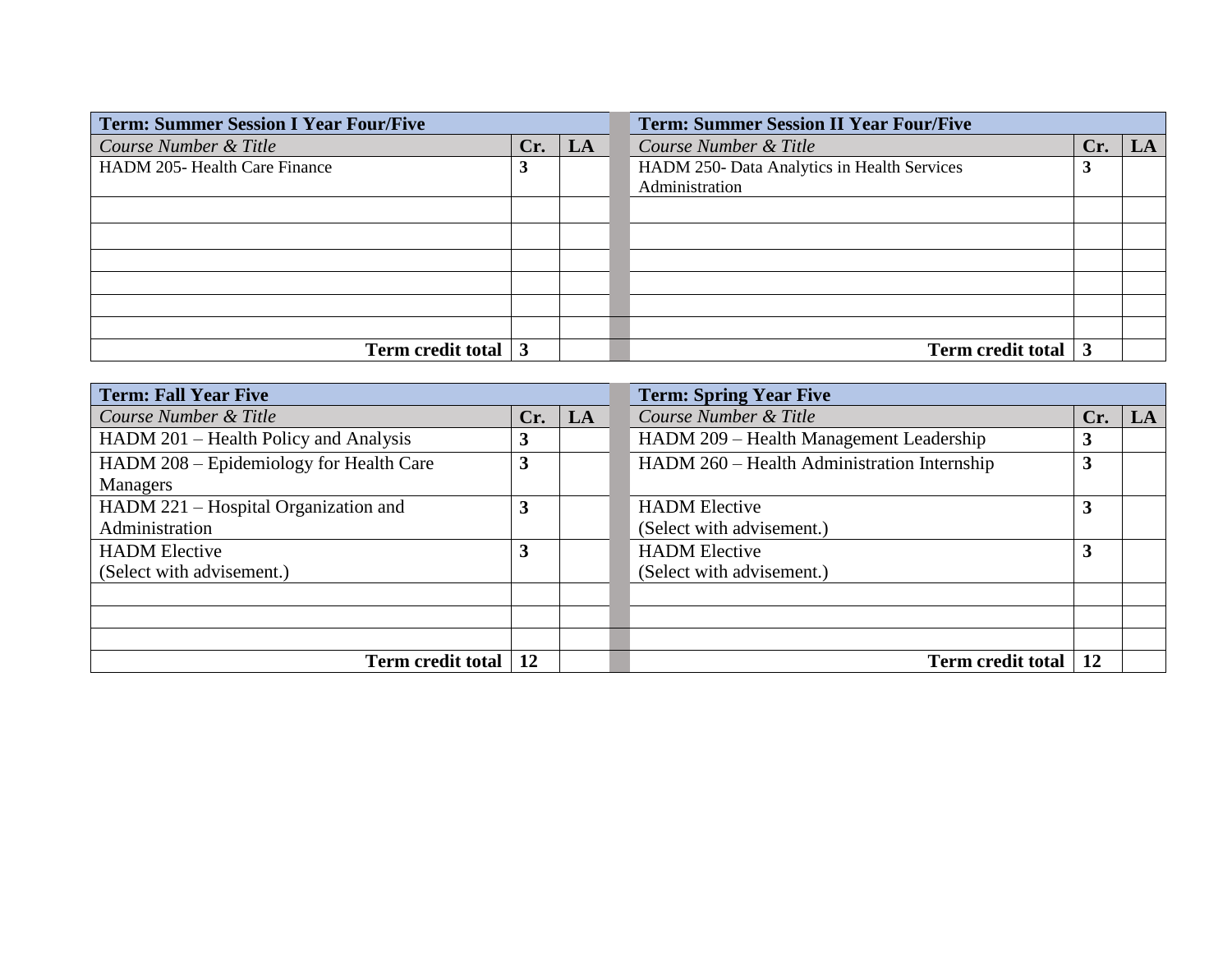| Term: Summer Session I Year Four/Five | | |
|---|---|---|
| *Course Number & Title* | **Cr.** | **LA** |
| HADM 205- Health Care Finance | **3** | |
| | | |
| | | |
| | | |
| | | |
| | | |
| | | |
| **Term credit total** | **3** | |

| Term: Summer Session II Year Four/Five | | |
|---|---|---|
| *Course Number & Title* | **Cr.** | **LA** |
| HADM 250- Data Analytics in Health Services Administration | **3** | |
| | | |
| | | |
| | | |
| | | |
| | | |
| | | |
| **Term credit total** | **3** | |

| Term: Fall Year Five | | |
|---|---|---|
| *Course Number & Title* | **Cr.** | **LA** |
| HADM 201 – Health Policy and Analysis | **3** | |
| HADM 208 – Epidemiology for Health Care Managers | **3** | |
| HADM 221 – Hospital Organization and Administration | **3** | |
| HADM Elective (Select with advisement.) | **3** | |
| | | |
| | | |
| | | |
| **Term credit total** | **12** | |

| Term: Spring Year Five | | |
|---|---|---|
| *Course Number & Title* | **Cr.** | **LA** |
| HADM 209 – Health Management Leadership | **3** | |
| HADM 260 – Health Administration Internship | **3** | |
| HADM Elective (Select with advisement.) | **3** | |
| HADM Elective (Select with advisement.) | **3** | |
| | | |
| | | |
| | | |
| **Term credit total** | **12** | |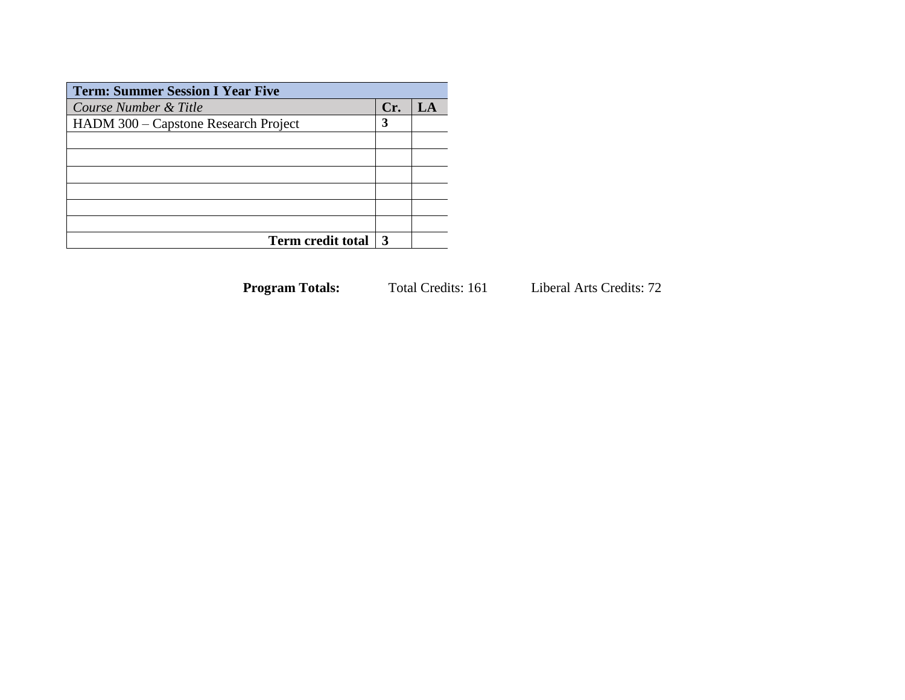| Term: Summer Session I Year Five | | |
|---|---|---|
| *Course Number & Title* | **Cr.** | **LA** |
| HADM 300 – Capstone Research Project | **3** | |
| | | |
| | | |
| | | |
| | | |
| | | |
| | | |
| **Term credit total** | **3** | |

**Program Totals:** Total Credits: 161 Liberal Arts Credits: 72